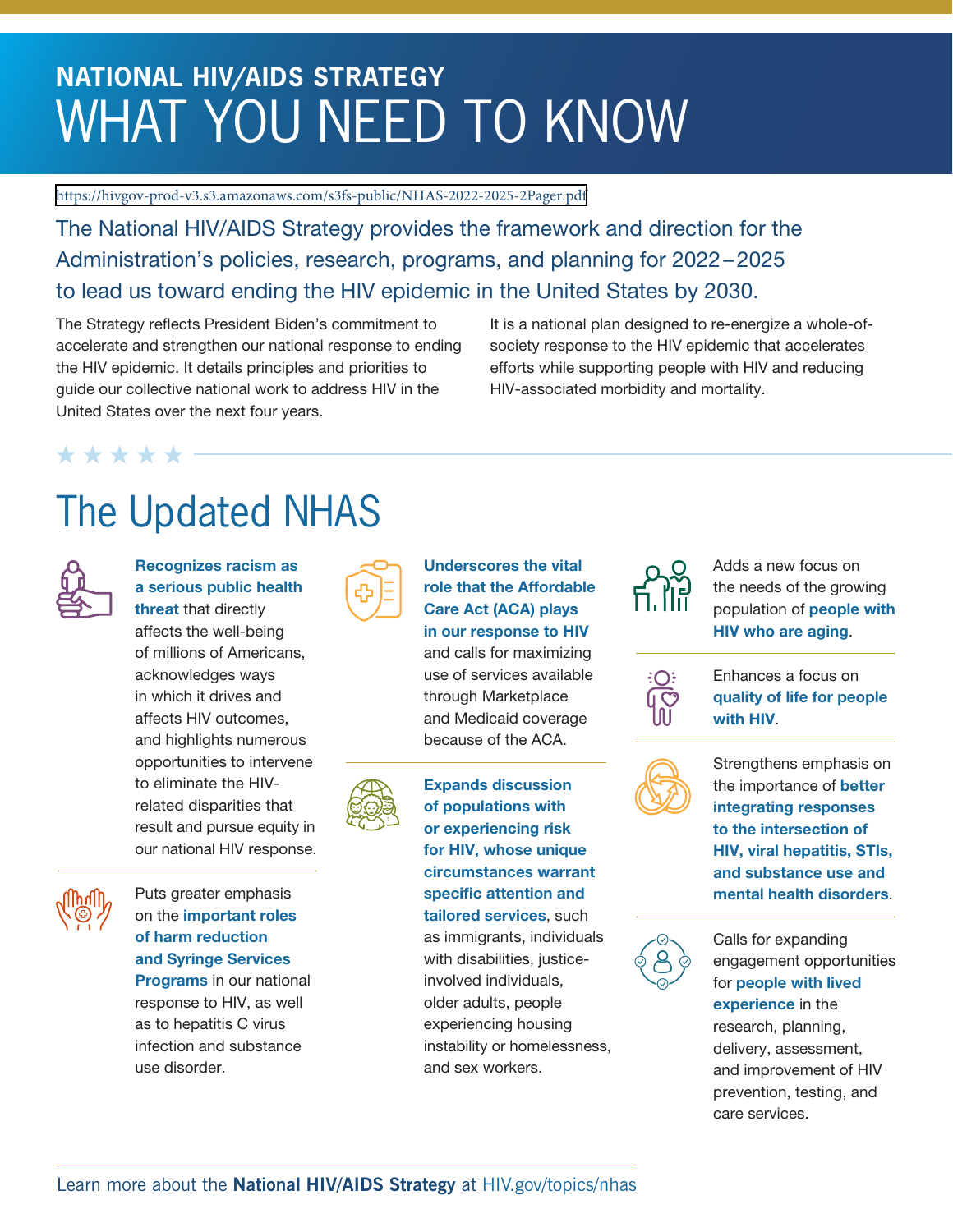**NATIONAL HIV/AIDS STRATEGY**

# WHAT YOU NEED TO KNOW

https://hivgov-prod-v3.s3.amazonaws.com/s3fs-public/NHAS-2022-2025-2Pager.pdf

The National HIV/AIDS Strategy provides the framework and direction for the Administration's policies, research, programs, and planning for 2022–2025 to lead us toward ending the HIV epidemic in the United States by 2030.

The Strategy reflects President Biden's commitment to accelerate and strengthen our national response to ending the HIV epidemic. It details principles and priorities to guide our collective national work to address HIV in the United States over the next four years.

It is a national plan designed to re-energize a whole-of-society response to the HIV epidemic that accelerates efforts while supporting people with HIV and reducing HIV-associated morbidity and mortality.

## The Updated NHAS

**Recognizes racism as a serious public health threat** that directly affects the well-being of millions of Americans, acknowledges ways in which it drives and affects HIV outcomes, and highlights numerous opportunities to intervene to eliminate the HIV-related disparities that result and pursue equity in our national HIV response.

Puts greater emphasis on the **important roles of harm reduction and Syringe Services Programs** in our national response to HIV, as well as to hepatitis C virus infection and substance use disorder.

**Underscores the vital role that the Affordable Care Act (ACA) plays in our response to HIV** and calls for maximizing use of services available through Marketplace and Medicaid coverage because of the ACA.

**Expands discussion of populations with or experiencing risk for HIV, whose unique circumstances warrant specific attention and tailored services**, such as immigrants, individuals with disabilities, justice-involved individuals, older adults, people experiencing housing instability or homelessness, and sex workers.

Adds a new focus on the needs of the growing population of **people with HIV who are aging**.

Enhances a focus on **quality of life for people with HIV**.

Strengthens emphasis on the importance of **better integrating responses to the intersection of HIV, viral hepatitis, STIs, and substance use and mental health disorders**.

Calls for expanding engagement opportunities for **people with lived experience** in the research, planning, delivery, assessment, and improvement of HIV prevention, testing, and care services.

Learn more about the **National HIV/AIDS Strategy** at HIV.gov/topics/nhas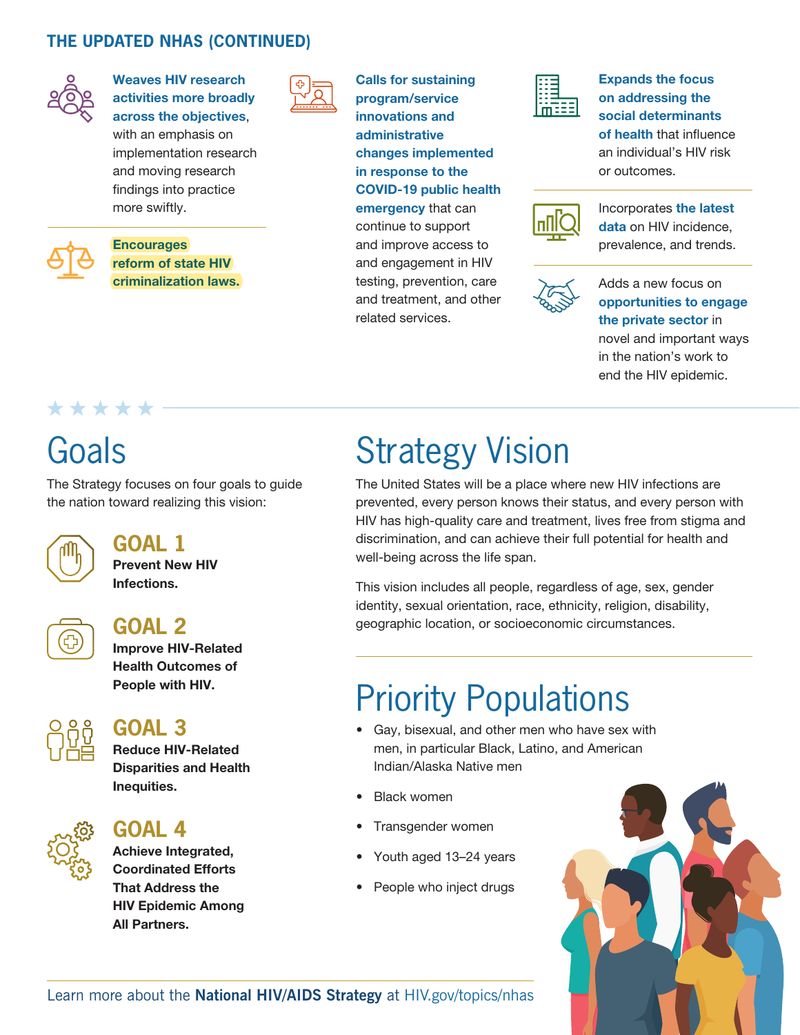## THE UPDATED NHAS (CONTINUED)

**Weaves HIV research activities more broadly across the objectives**, with an emphasis on implementation research and moving research findings into practice more swiftly.

**Encourages reform of state HIV criminalization laws.**

**Calls for sustaining program/service innovations and administrative changes implemented in response to the COVID-19 public health emergency** that can continue to support and improve access to and engagement in HIV testing, prevention, care and treatment, and other related services.

**Expands the focus on addressing the social determinants of health** that influence an individual's HIV risk or outcomes.

Incorporates **the latest data** on HIV incidence, prevalence, and trends.

Adds a new focus on **opportunities to engage the private sector** in novel and important ways in the nation's work to end the HIV epidemic.

# Goals

The Strategy focuses on four goals to guide the nation toward realizing this vision:

**GOAL 1**
**Prevent New HIV Infections.**

**GOAL 2**
**Improve HIV-Related Health Outcomes of People with HIV.**

**GOAL 3**
**Reduce HIV-Related Disparities and Health Inequities.**

**GOAL 4**
**Achieve Integrated, Coordinated Efforts That Address the HIV Epidemic Among All Partners.**

# Strategy Vision

The United States will be a place where new HIV infections are prevented, every person knows their status, and every person with HIV has high-quality care and treatment, lives free from stigma and discrimination, and can achieve their full potential for health and well-being across the life span.

This vision includes all people, regardless of age, sex, gender identity, sexual orientation, race, ethnicity, religion, disability, geographic location, or socioeconomic circumstances.

# Priority Populations

- Gay, bisexual, and other men who have sex with men, in particular Black, Latino, and American Indian/Alaska Native men
- Black women
- Transgender women
- Youth aged 13–24 years
- People who inject drugs

Learn more about the **National HIV/AIDS Strategy** at HIV.gov/topics/nhas